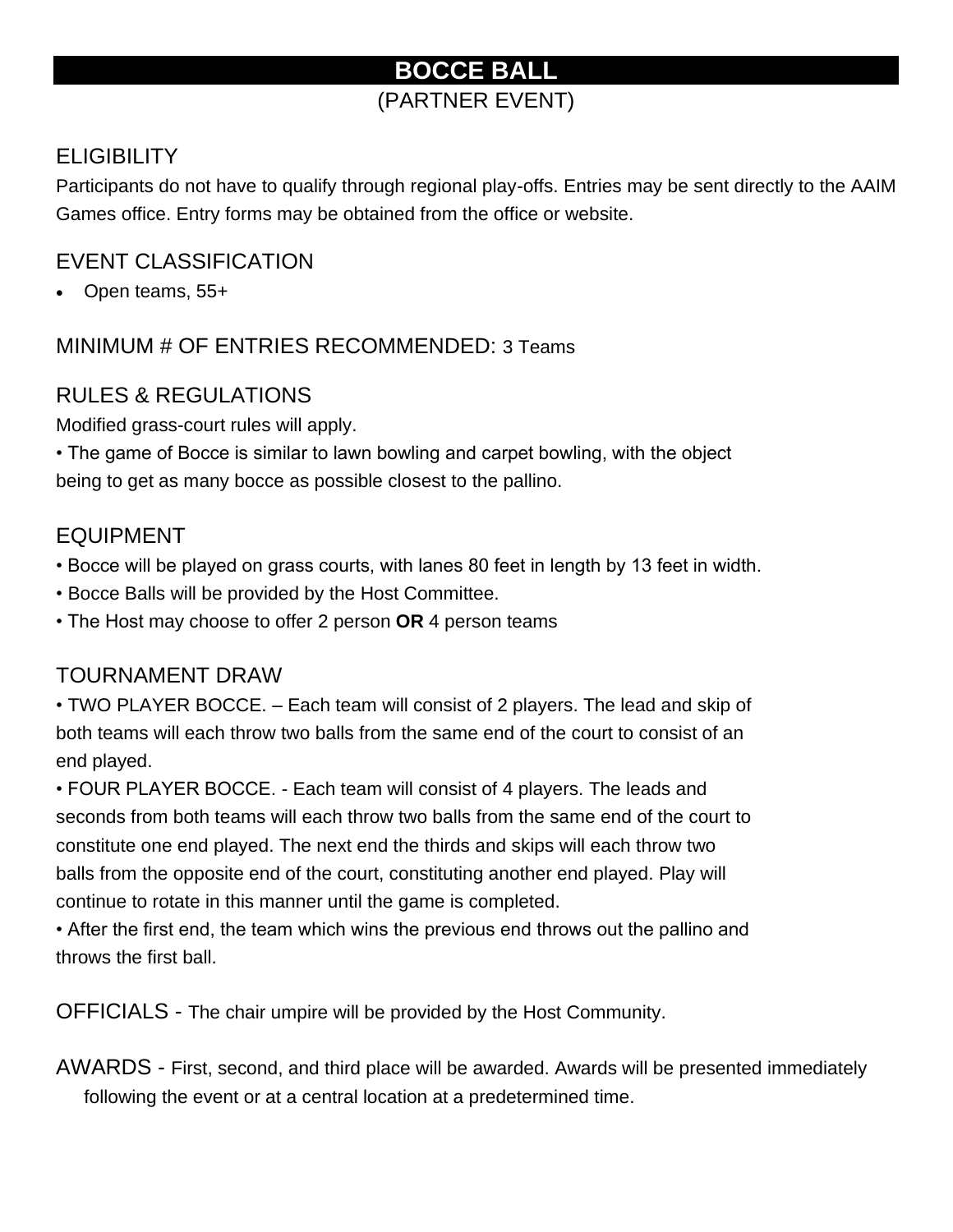# BOCCE BALL

(PARTNER EVENT)

## ELIGIBILITY

Participants do not have to qualify through regional play-offs. Entries may be sent directly to the AAIM Games office. Entry forms may be obtained from the office or website.

## EVENT CLASSIFICATION

- Open teams, 55+

## MINIMUM # OF ENTRIES RECOMMENDED: 3 Teams

## RULES & REGULATIONS

Modified grass-court rules will apply.

• The game of Bocce is similar to lawn bowling and carpet bowling, with the object being to get as many bocce as possible closest to the pallino.

## EQUIPMENT

• Bocce will be played on grass courts, with lanes 80 feet in length by 13 feet in width.
• Bocce Balls will be provided by the Host Committee.
• The Host may choose to offer 2 person **OR** 4 person teams

## TOURNAMENT DRAW

• TWO PLAYER BOCCE. – Each team will consist of 2 players. The lead and skip of both teams will each throw two balls from the same end of the court to consist of an end played.

• FOUR PLAYER BOCCE. - Each team will consist of 4 players. The leads and seconds from both teams will each throw two balls from the same end of the court to constitute one end played. The next end the thirds and skips will each throw two balls from the opposite end of the court, constituting another end played. Play will continue to rotate in this manner until the game is completed.

• After the first end, the team which wins the previous end throws out the pallino and throws the first ball.

## OFFICIALS - The chair umpire will be provided by the Host Community.

## AWARDS - First, second, and third place will be awarded. Awards will be presented immediately following the event or at a central location at a predetermined time.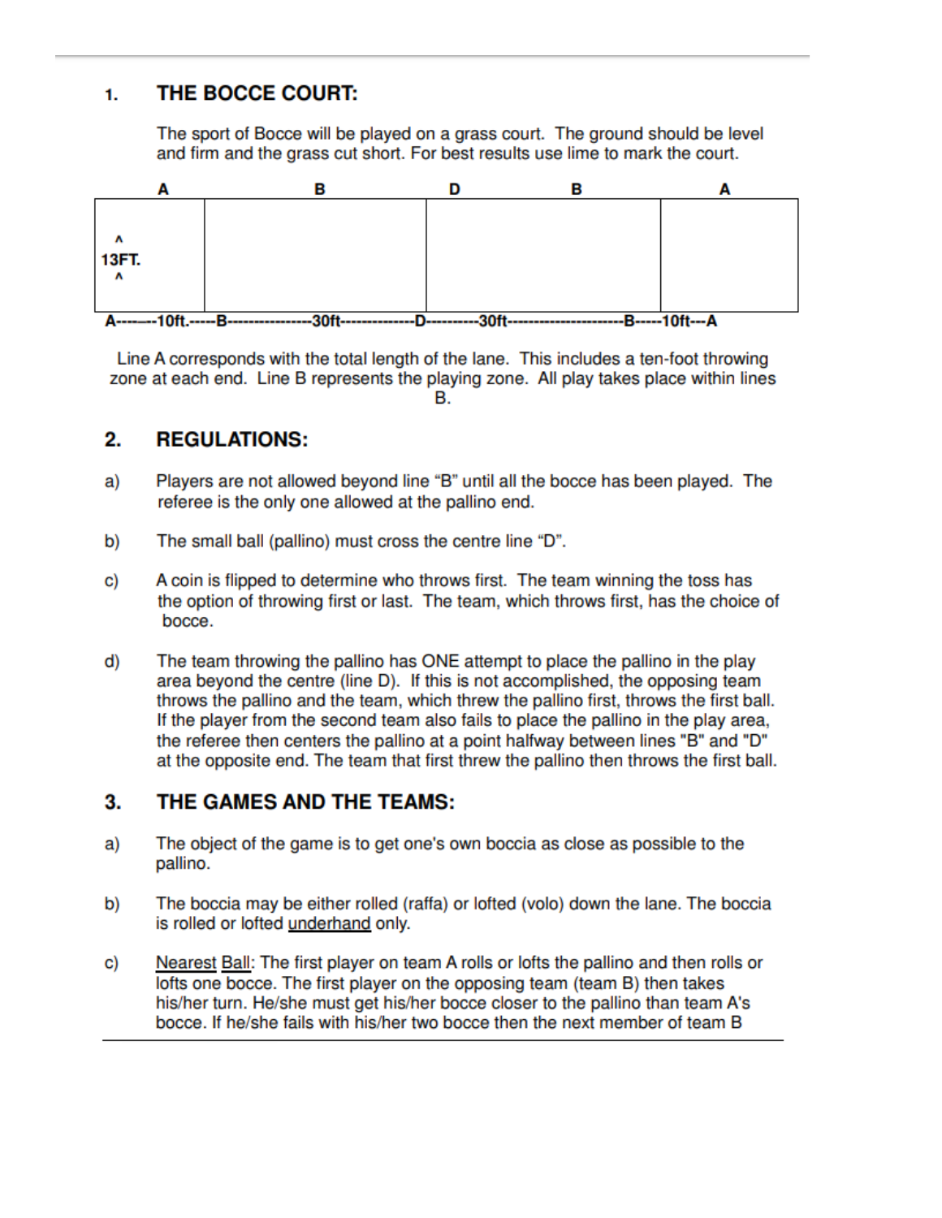## 1. THE BOCCE COURT:

The sport of Bocce will be played on a grass court. The ground should be level and firm and the grass cut short. For best results use lime to mark the court.

| A | B | D | B | A |
|---|---|---|---|---|
| ^ 13FT. ^ | | | | |

A--------10ft.-----B----------------30ft--------------D----------30ft----------------------B-----10ft---A

Line A corresponds with the total length of the lane. This includes a ten-foot throwing zone at each end. Line B represents the playing zone. All play takes place within lines B.

## 2. REGULATIONS:

a) Players are not allowed beyond line "B" until all the bocce has been played. The referee is the only one allowed at the pallino end.

b) The small ball (pallino) must cross the centre line "D".

c) A coin is flipped to determine who throws first. The team winning the toss has the option of throwing first or last. The team, which throws first, has the choice of bocce.

d) The team throwing the pallino has ONE attempt to place the pallino in the play area beyond the centre (line D). If this is not accomplished, the opposing team throws the pallino and the team, which threw the pallino first, throws the first ball. If the player from the second team also fails to place the pallino in the play area, the referee then centers the pallino at a point halfway between lines "B" and "D" at the opposite end. The team that first threw the pallino then throws the first ball.

## 3. THE GAMES AND THE TEAMS:

a) The object of the game is to get one's own boccia as close as possible to the pallino.

b) The boccia may be either rolled (raffa) or lofted (volo) down the lane. The boccia is rolled or lofted underhand only.

c) Nearest Ball: The first player on team A rolls or lofts the pallino and then rolls or lofts one bocce. The first player on the opposing team (team B) then takes his/her turn. He/she must get his/her bocce closer to the pallino than team A's bocce. If he/she fails with his/her two bocce then the next member of team B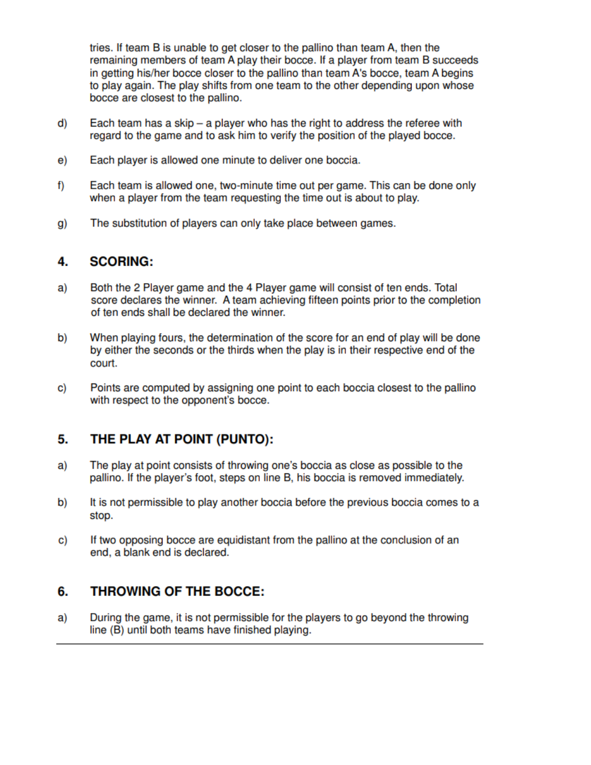tries. If team B is unable to get closer to the pallino than team A, then the remaining members of team A play their bocce. If a player from team B succeeds in getting his/her bocce closer to the pallino than team A's bocce, team A begins to play again. The play shifts from one team to the other depending upon whose bocce are closest to the pallino.

d) Each team has a skip – a player who has the right to address the referee with regard to the game and to ask him to verify the position of the played bocce.

e) Each player is allowed one minute to deliver one boccia.

f) Each team is allowed one, two-minute time out per game. This can be done only when a player from the team requesting the time out is about to play.

g) The substitution of players can only take place between games.

## 4. SCORING:

a) Both the 2 Player game and the 4 Player game will consist of ten ends. Total score declares the winner. A team achieving fifteen points prior to the completion of ten ends shall be declared the winner.

b) When playing fours, the determination of the score for an end of play will be done by either the seconds or the thirds when the play is in their respective end of the court.

c) Points are computed by assigning one point to each boccia closest to the pallino with respect to the opponent's bocce.

## 5. THE PLAY AT POINT (PUNTO):

a) The play at point consists of throwing one's boccia as close as possible to the pallino. If the player's foot, steps on line B, his boccia is removed immediately.

b) It is not permissible to play another boccia before the previous boccia comes to a stop.

c) If two opposing bocce are equidistant from the pallino at the conclusion of an end, a blank end is declared.

## 6. THROWING OF THE BOCCE:

a) During the game, it is not permissible for the players to go beyond the throwing line (B) until both teams have finished playing.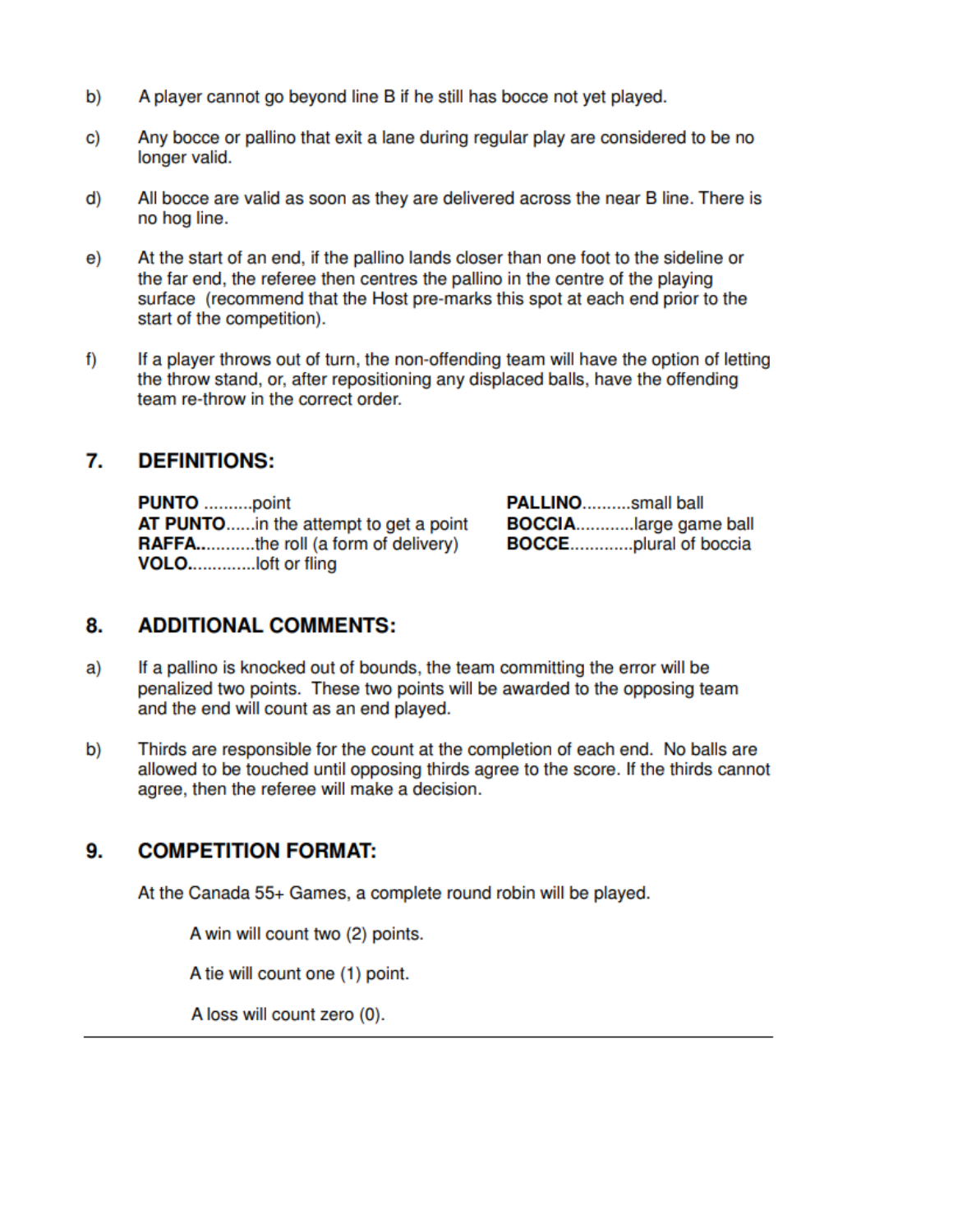b) A player cannot go beyond line B if he still has bocce not yet played.

c) Any bocce or pallino that exit a lane during regular play are considered to be no longer valid.

d) All bocce are valid as soon as they are delivered across the near B line. There is no hog line.

e) At the start of an end, if the pallino lands closer than one foot to the sideline or the far end, the referee then centres the pallino in the centre of the playing surface (recommend that the Host pre-marks this spot at each end prior to the start of the competition).

f) If a player throws out of turn, the non-offending team will have the option of letting the throw stand, or, after repositioning any displaced balls, have the offending team re-throw in the correct order.

## 7. DEFINITIONS:

**PUNTO** ..........point
**AT PUNTO**......in the attempt to get a point
**RAFFA.**...........the roll (a form of delivery)
**VOLO.**.............loft or fling

**PALLINO**..........small ball
**BOCCIA**...........large game ball
**BOCCE**.............plural of boccia

## 8. ADDITIONAL COMMENTS:

a) If a pallino is knocked out of bounds, the team committing the error will be penalized two points. These two points will be awarded to the opposing team and the end will count as an end played.

b) Thirds are responsible for the count at the completion of each end. No balls are allowed to be touched until opposing thirds agree to the score. If the thirds cannot agree, then the referee will make a decision.

## 9. COMPETITION FORMAT:

At the Canada 55+ Games, a complete round robin will be played.

A win will count two (2) points.

A tie will count one (1) point.

A loss will count zero (0).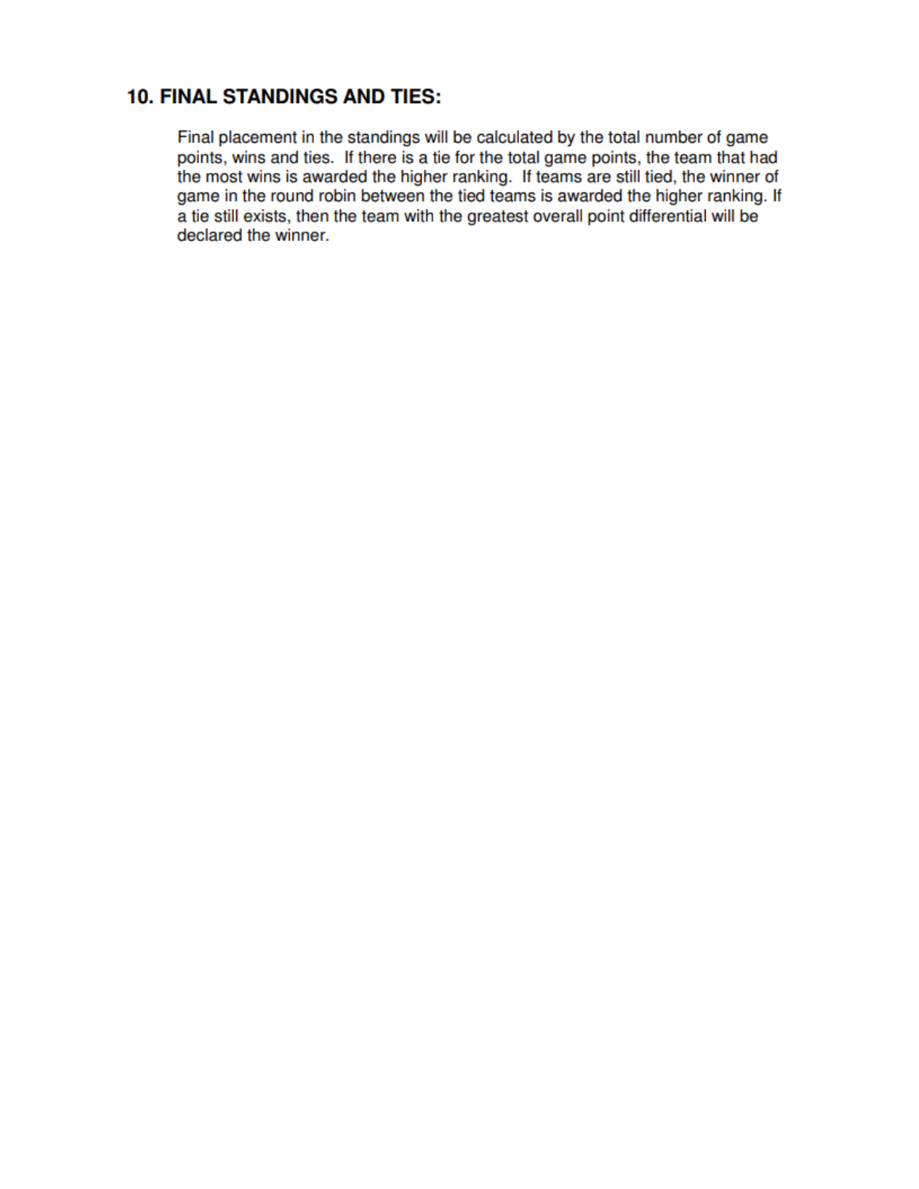## 10. FINAL STANDINGS AND TIES:

Final placement in the standings will be calculated by the total number of game points, wins and ties. If there is a tie for the total game points, the team that had the most wins is awarded the higher ranking. If teams are still tied, the winner of game in the round robin between the tied teams is awarded the higher ranking. If a tie still exists, then the team with the greatest overall point differential will be declared the winner.